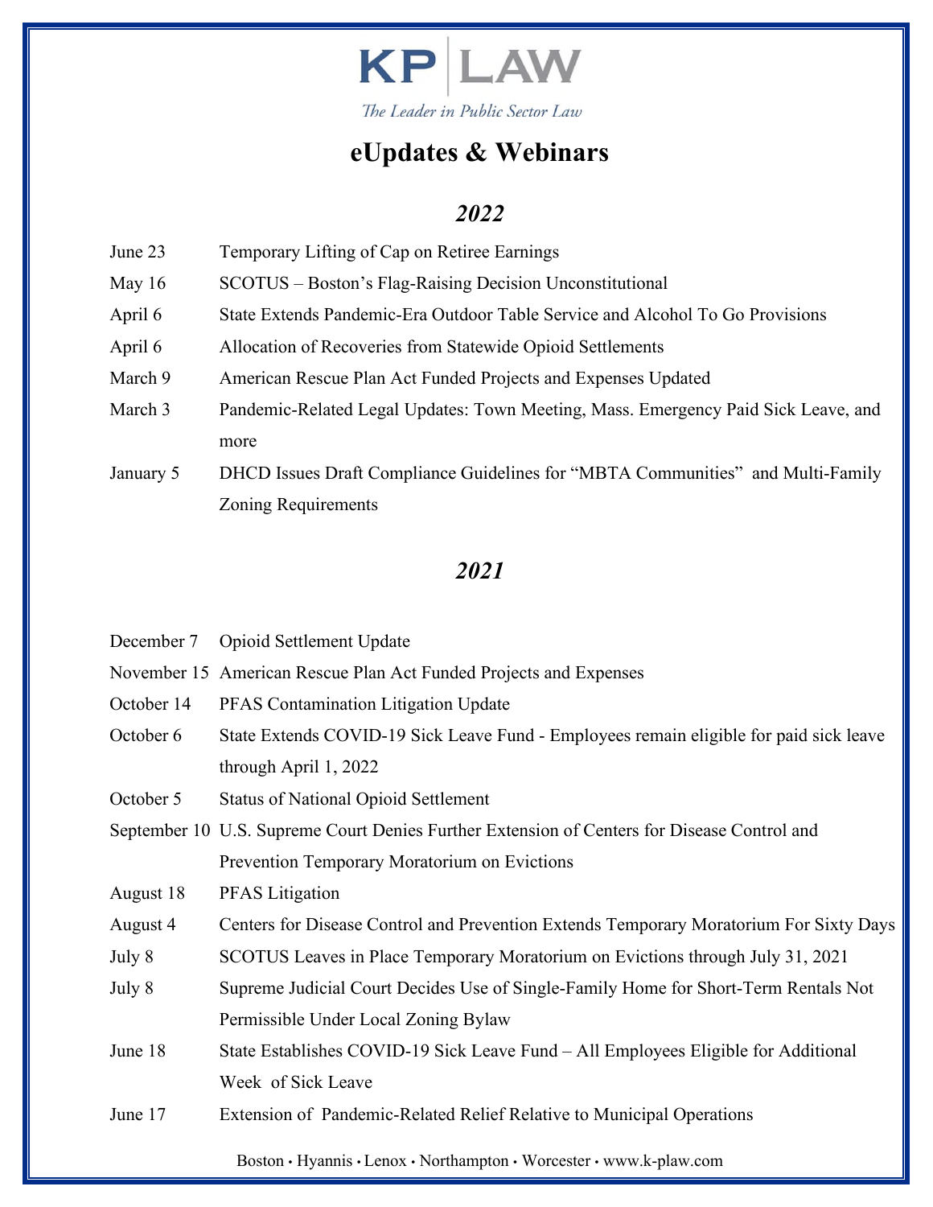# KP LAW

*The Leader in Public Sector Law*

## eUpdates & Webinars

### *2022*

| | |
|---|---|
| June 23 | Temporary Lifting of Cap on Retiree Earnings |
| May 16 | SCOTUS – Boston's Flag-Raising Decision Unconstitutional |
| April 6 | State Extends Pandemic-Era Outdoor Table Service and Alcohol To Go Provisions |
| April 6 | Allocation of Recoveries from Statewide Opioid Settlements |
| March 9 | American Rescue Plan Act Funded Projects and Expenses Updated |
| March 3 | Pandemic-Related Legal Updates: Town Meeting, Mass. Emergency Paid Sick Leave, and more |
| January 5 | DHCD Issues Draft Compliance Guidelines for "MBTA Communities" and Multi-Family Zoning Requirements |

### *2021*

| | |
|---|---|
| December 7 | Opioid Settlement Update |
| November 15 | American Rescue Plan Act Funded Projects and Expenses |
| October 14 | PFAS Contamination Litigation Update |
| October 6 | State Extends COVID-19 Sick Leave Fund - Employees remain eligible for paid sick leave through April 1, 2022 |
| October 5 | Status of National Opioid Settlement |
| September 10 | U.S. Supreme Court Denies Further Extension of Centers for Disease Control and Prevention Temporary Moratorium on Evictions |
| August 18 | PFAS Litigation |
| August 4 | Centers for Disease Control and Prevention Extends Temporary Moratorium For Sixty Days |
| July 8 | SCOTUS Leaves in Place Temporary Moratorium on Evictions through July 31, 2021 |
| July 8 | Supreme Judicial Court Decides Use of Single-Family Home for Short-Term Rentals Not Permissible Under Local Zoning Bylaw |
| June 18 | State Establishes COVID-19 Sick Leave Fund – All Employees Eligible for Additional Week of Sick Leave |
| June 17 | Extension of Pandemic-Related Relief Relative to Municipal Operations |

Boston • Hyannis • Lenox • Northampton • Worcester • www.k-plaw.com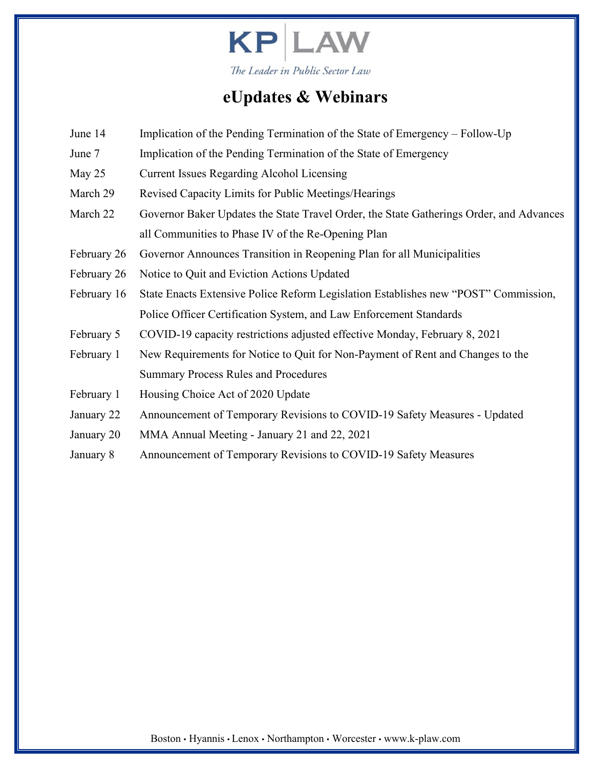KP | LAW

*The Leader in Public Sector Law*

# eUpdates & Webinars

| | |
|---|---|
| June 14 | Implication of the Pending Termination of the State of Emergency – Follow-Up |
| June 7 | Implication of the Pending Termination of the State of Emergency |
| May 25 | Current Issues Regarding Alcohol Licensing |
| March 29 | Revised Capacity Limits for Public Meetings/Hearings |
| March 22 | Governor Baker Updates the State Travel Order, the State Gatherings Order, and Advances all Communities to Phase IV of the Re-Opening Plan |
| February 26 | Governor Announces Transition in Reopening Plan for all Municipalities |
| February 26 | Notice to Quit and Eviction Actions Updated |
| February 16 | State Enacts Extensive Police Reform Legislation Establishes new "POST" Commission, Police Officer Certification System, and Law Enforcement Standards |
| February 5 | COVID-19 capacity restrictions adjusted effective Monday, February 8, 2021 |
| February 1 | New Requirements for Notice to Quit for Non-Payment of Rent and Changes to the Summary Process Rules and Procedures |
| February 1 | Housing Choice Act of 2020 Update |
| January 22 | Announcement of Temporary Revisions to COVID-19 Safety Measures - Updated |
| January 20 | MMA Annual Meeting - January 21 and 22, 2021 |
| January 8 | Announcement of Temporary Revisions to COVID-19 Safety Measures |

Boston • Hyannis • Lenox • Northampton • Worcester • www.k-plaw.com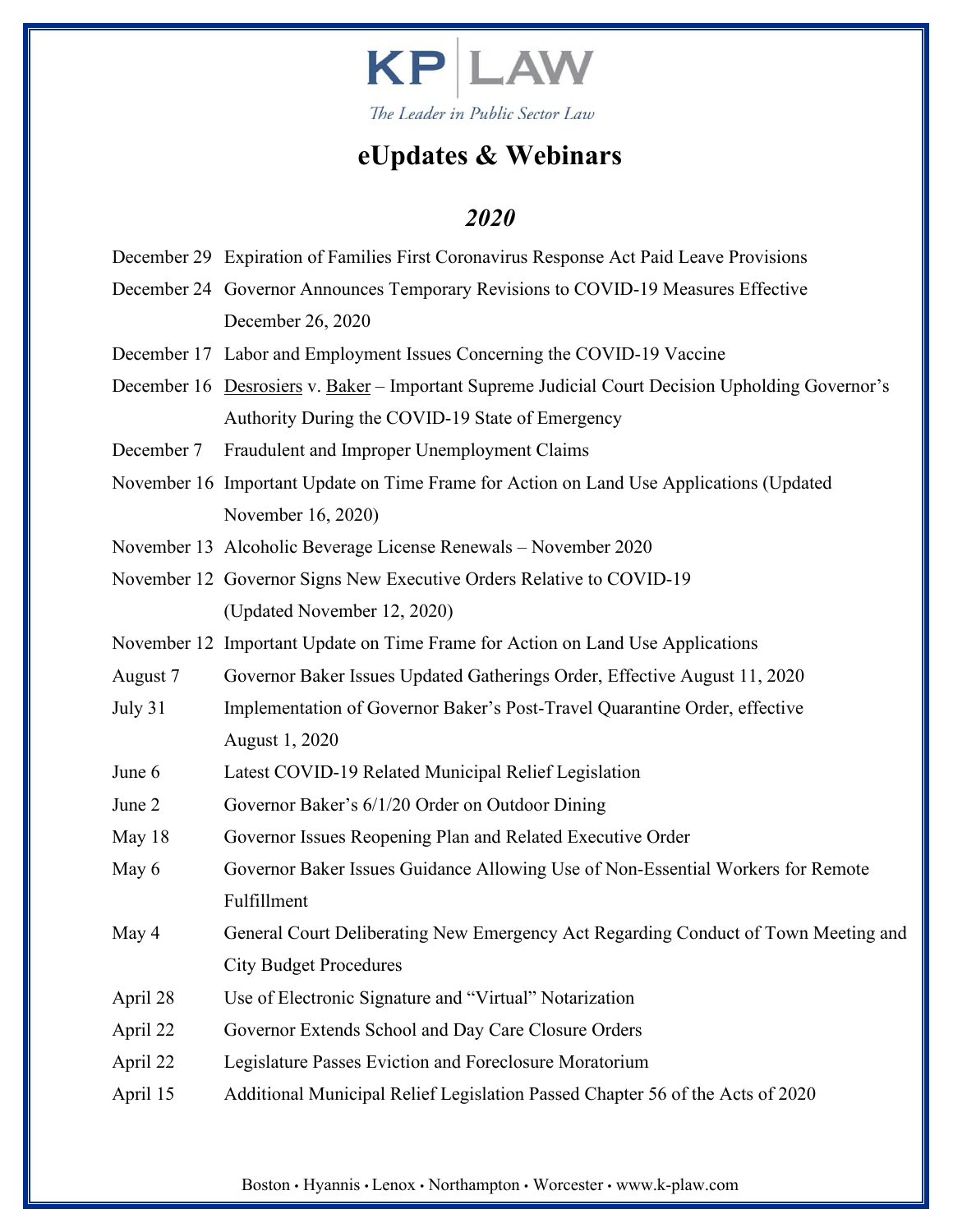# KP | LAW

*The Leader in Public Sector Law*

## eUpdates & Webinars

### *2020*

| | |
|---|---|
| December 29 | Expiration of Families First Coronavirus Response Act Paid Leave Provisions |
| December 24 | Governor Announces Temporary Revisions to COVID-19 Measures Effective December 26, 2020 |
| December 17 | Labor and Employment Issues Concerning the COVID-19 Vaccine |
| December 16 | Desrosiers v. Baker – Important Supreme Judicial Court Decision Upholding Governor's Authority During the COVID-19 State of Emergency |
| December 7 | Fraudulent and Improper Unemployment Claims |
| November 16 | Important Update on Time Frame for Action on Land Use Applications (Updated November 16, 2020) |
| November 13 | Alcoholic Beverage License Renewals – November 2020 |
| November 12 | Governor Signs New Executive Orders Relative to COVID-19 (Updated November 12, 2020) |
| November 12 | Important Update on Time Frame for Action on Land Use Applications |
| August 7 | Governor Baker Issues Updated Gatherings Order, Effective August 11, 2020 |
| July 31 | Implementation of Governor Baker's Post-Travel Quarantine Order, effective August 1, 2020 |
| June 6 | Latest COVID-19 Related Municipal Relief Legislation |
| June 2 | Governor Baker's 6/1/20 Order on Outdoor Dining |
| May 18 | Governor Issues Reopening Plan and Related Executive Order |
| May 6 | Governor Baker Issues Guidance Allowing Use of Non-Essential Workers for Remote Fulfillment |
| May 4 | General Court Deliberating New Emergency Act Regarding Conduct of Town Meeting and City Budget Procedures |
| April 28 | Use of Electronic Signature and "Virtual" Notarization |
| April 22 | Governor Extends School and Day Care Closure Orders |
| April 22 | Legislature Passes Eviction and Foreclosure Moratorium |
| April 15 | Additional Municipal Relief Legislation Passed Chapter 56 of the Acts of 2020 |

Boston • Hyannis • Lenox • Northampton • Worcester • www.k-plaw.com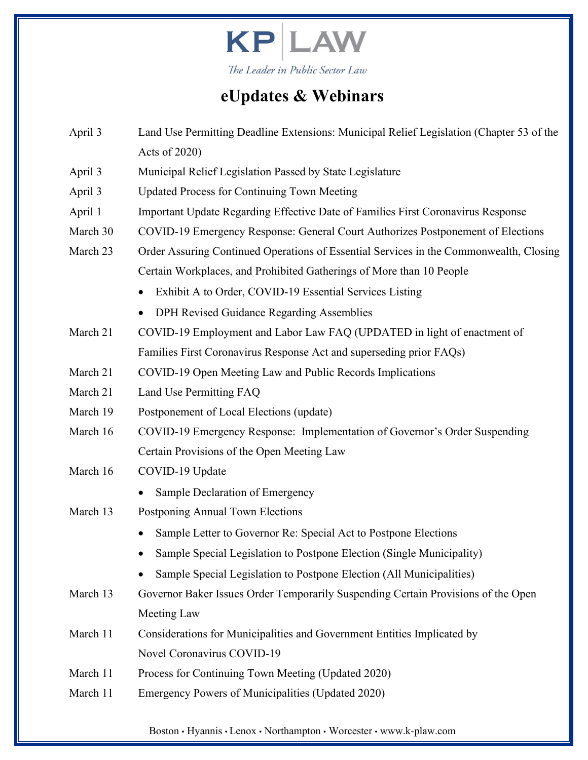KP | LAW

*The Leader in Public Sector Law*

# eUpdates & Webinars

April 3 Land Use Permitting Deadline Extensions: Municipal Relief Legislation (Chapter 53 of the Acts of 2020)

April 3 Municipal Relief Legislation Passed by State Legislature

April 3 Updated Process for Continuing Town Meeting

April 1 Important Update Regarding Effective Date of Families First Coronavirus Response

March 30 COVID-19 Emergency Response: General Court Authorizes Postponement of Elections

March 23 Order Assuring Continued Operations of Essential Services in the Commonwealth, Closing Certain Workplaces, and Prohibited Gatherings of More than 10 People

- Exhibit A to Order, COVID-19 Essential Services Listing
- DPH Revised Guidance Regarding Assemblies

March 21 COVID-19 Employment and Labor Law FAQ (UPDATED in light of enactment of Families First Coronavirus Response Act and superseding prior FAQs)

March 21 COVID-19 Open Meeting Law and Public Records Implications

March 21 Land Use Permitting FAQ

March 19 Postponement of Local Elections (update)

March 16 COVID-19 Emergency Response: Implementation of Governor's Order Suspending Certain Provisions of the Open Meeting Law

March 16 COVID-19 Update

- Sample Declaration of Emergency

March 13 Postponing Annual Town Elections

- Sample Letter to Governor Re: Special Act to Postpone Elections
- Sample Special Legislation to Postpone Election (Single Municipality)
- Sample Special Legislation to Postpone Election (All Municipalities)

March 13 Governor Baker Issues Order Temporarily Suspending Certain Provisions of the Open Meeting Law

March 11 Considerations for Municipalities and Government Entities Implicated by Novel Coronavirus COVID-19

March 11 Process for Continuing Town Meeting (Updated 2020)

March 11 Emergency Powers of Municipalities (Updated 2020)

Boston • Hyannis • Lenox • Northampton • Worcester • www.k-plaw.com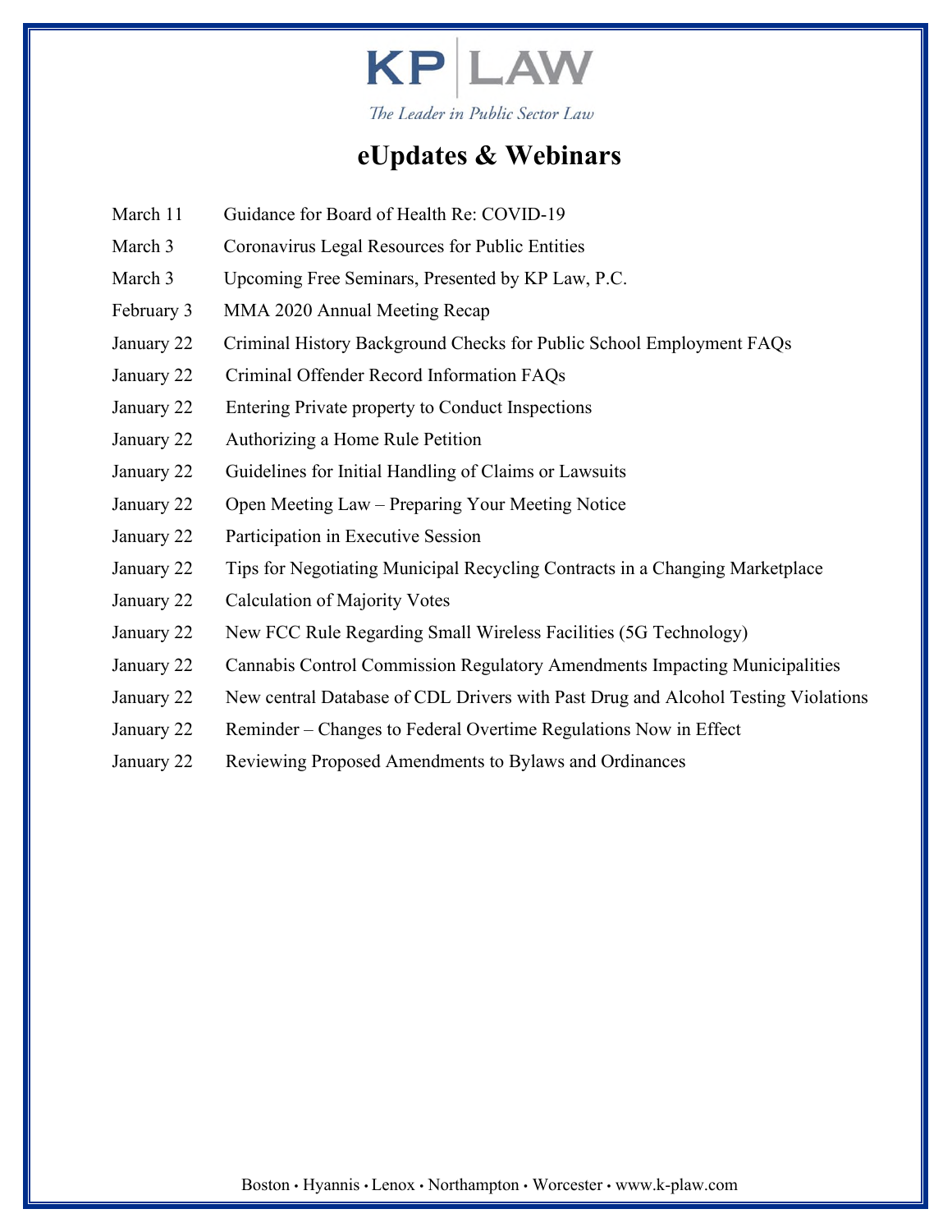KP | LAW

*The Leader in Public Sector Law*

# eUpdates & Webinars

| | |
|---|---|
| March 11 | Guidance for Board of Health Re: COVID-19 |
| March 3 | Coronavirus Legal Resources for Public Entities |
| March 3 | Upcoming Free Seminars, Presented by KP Law, P.C. |
| February 3 | MMA 2020 Annual Meeting Recap |
| January 22 | Criminal History Background Checks for Public School Employment FAQs |
| January 22 | Criminal Offender Record Information FAQs |
| January 22 | Entering Private property to Conduct Inspections |
| January 22 | Authorizing a Home Rule Petition |
| January 22 | Guidelines for Initial Handling of Claims or Lawsuits |
| January 22 | Open Meeting Law – Preparing Your Meeting Notice |
| January 22 | Participation in Executive Session |
| January 22 | Tips for Negotiating Municipal Recycling Contracts in a Changing Marketplace |
| January 22 | Calculation of Majority Votes |
| January 22 | New FCC Rule Regarding Small Wireless Facilities (5G Technology) |
| January 22 | Cannabis Control Commission Regulatory Amendments Impacting Municipalities |
| January 22 | New central Database of CDL Drivers with Past Drug and Alcohol Testing Violations |
| January 22 | Reminder – Changes to Federal Overtime Regulations Now in Effect |
| January 22 | Reviewing Proposed Amendments to Bylaws and Ordinances |

Boston • Hyannis • Lenox • Northampton • Worcester • www.k-plaw.com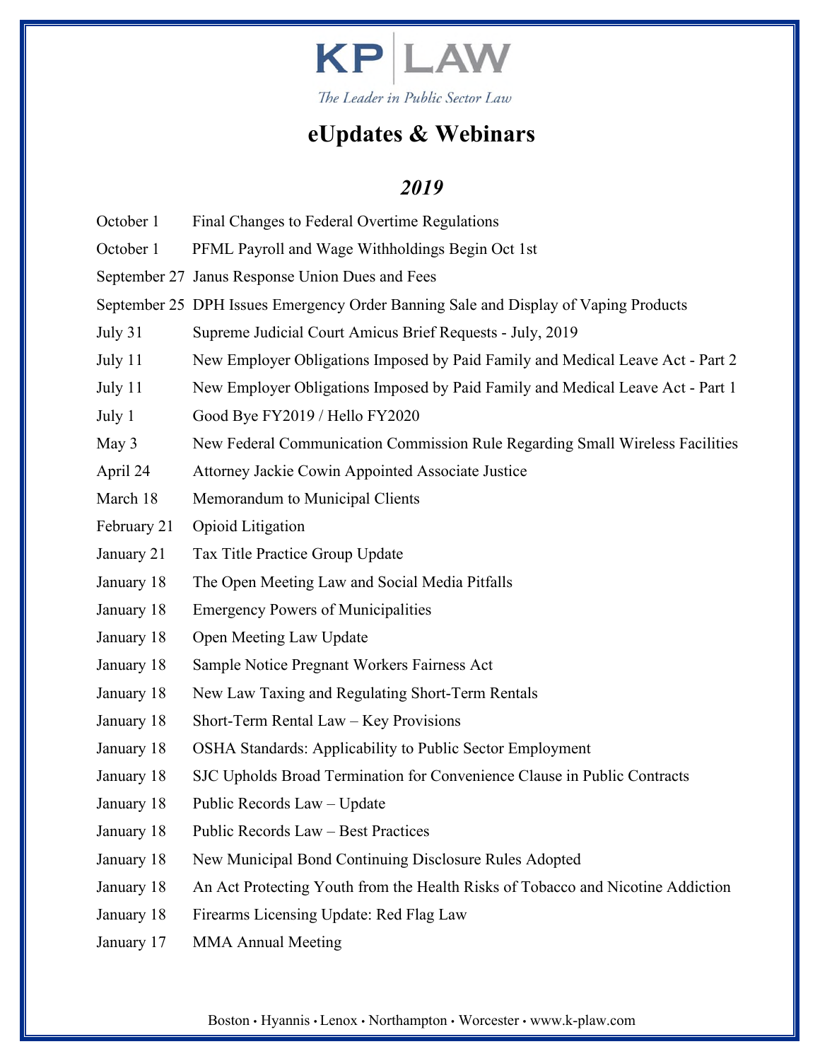# KP LAW

*The Leader in Public Sector Law*

## eUpdates & Webinars

### *2019*

| | |
|---|---|
| October 1 | Final Changes to Federal Overtime Regulations |
| October 1 | PFML Payroll and Wage Withholdings Begin Oct 1st |
| September 27 | Janus Response Union Dues and Fees |
| September 25 | DPH Issues Emergency Order Banning Sale and Display of Vaping Products |
| July 31 | Supreme Judicial Court Amicus Brief Requests - July, 2019 |
| July 11 | New Employer Obligations Imposed by Paid Family and Medical Leave Act - Part 2 |
| July 11 | New Employer Obligations Imposed by Paid Family and Medical Leave Act - Part 1 |
| July 1 | Good Bye FY2019 / Hello FY2020 |
| May 3 | New Federal Communication Commission Rule Regarding Small Wireless Facilities |
| April 24 | Attorney Jackie Cowin Appointed Associate Justice |
| March 18 | Memorandum to Municipal Clients |
| February 21 | Opioid Litigation |
| January 21 | Tax Title Practice Group Update |
| January 18 | The Open Meeting Law and Social Media Pitfalls |
| January 18 | Emergency Powers of Municipalities |
| January 18 | Open Meeting Law Update |
| January 18 | Sample Notice Pregnant Workers Fairness Act |
| January 18 | New Law Taxing and Regulating Short-Term Rentals |
| January 18 | Short-Term Rental Law – Key Provisions |
| January 18 | OSHA Standards: Applicability to Public Sector Employment |
| January 18 | SJC Upholds Broad Termination for Convenience Clause in Public Contracts |
| January 18 | Public Records Law – Update |
| January 18 | Public Records Law – Best Practices |
| January 18 | New Municipal Bond Continuing Disclosure Rules Adopted |
| January 18 | An Act Protecting Youth from the Health Risks of Tobacco and Nicotine Addiction |
| January 18 | Firearms Licensing Update: Red Flag Law |
| January 17 | MMA Annual Meeting |

Boston • Hyannis • Lenox • Northampton • Worcester • www.k-plaw.com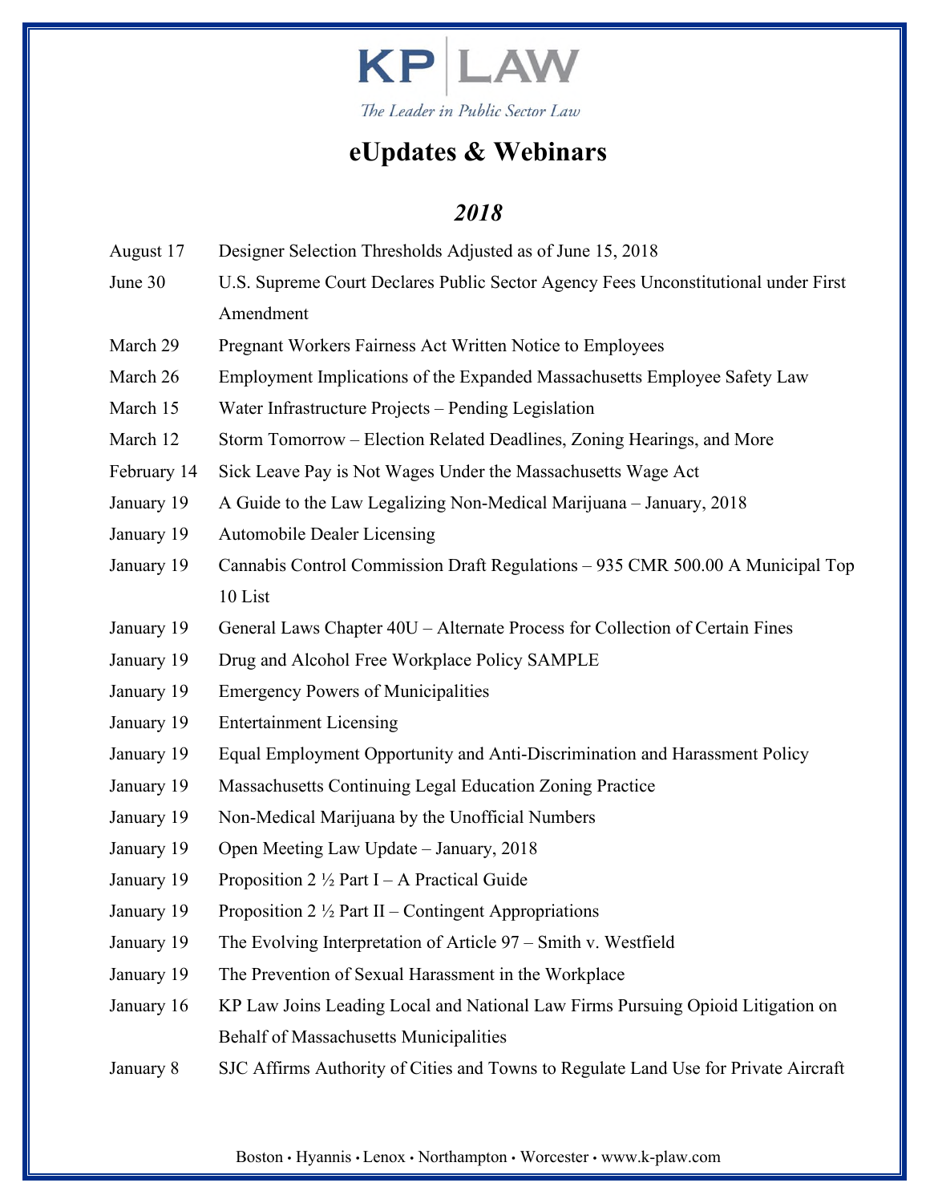KP | LAW

*The Leader in Public Sector Law*

# eUpdates & Webinars

## *2018*

| | |
|---|---|
| August 17 | Designer Selection Thresholds Adjusted as of June 15, 2018 |
| June 30 | U.S. Supreme Court Declares Public Sector Agency Fees Unconstitutional under First Amendment |
| March 29 | Pregnant Workers Fairness Act Written Notice to Employees |
| March 26 | Employment Implications of the Expanded Massachusetts Employee Safety Law |
| March 15 | Water Infrastructure Projects – Pending Legislation |
| March 12 | Storm Tomorrow – Election Related Deadlines, Zoning Hearings, and More |
| February 14 | Sick Leave Pay is Not Wages Under the Massachusetts Wage Act |
| January 19 | A Guide to the Law Legalizing Non-Medical Marijuana – January, 2018 |
| January 19 | Automobile Dealer Licensing |
| January 19 | Cannabis Control Commission Draft Regulations – 935 CMR 500.00 A Municipal Top 10 List |
| January 19 | General Laws Chapter 40U – Alternate Process for Collection of Certain Fines |
| January 19 | Drug and Alcohol Free Workplace Policy SAMPLE |
| January 19 | Emergency Powers of Municipalities |
| January 19 | Entertainment Licensing |
| January 19 | Equal Employment Opportunity and Anti-Discrimination and Harassment Policy |
| January 19 | Massachusetts Continuing Legal Education Zoning Practice |
| January 19 | Non-Medical Marijuana by the Unofficial Numbers |
| January 19 | Open Meeting Law Update – January, 2018 |
| January 19 | Proposition 2 ½ Part I – A Practical Guide |
| January 19 | Proposition 2 ½ Part II – Contingent Appropriations |
| January 19 | The Evolving Interpretation of Article 97 – Smith v. Westfield |
| January 19 | The Prevention of Sexual Harassment in the Workplace |
| January 16 | KP Law Joins Leading Local and National Law Firms Pursuing Opioid Litigation on Behalf of Massachusetts Municipalities |
| January 8 | SJC Affirms Authority of Cities and Towns to Regulate Land Use for Private Aircraft |

Boston • Hyannis • Lenox • Northampton • Worcester • www.k-plaw.com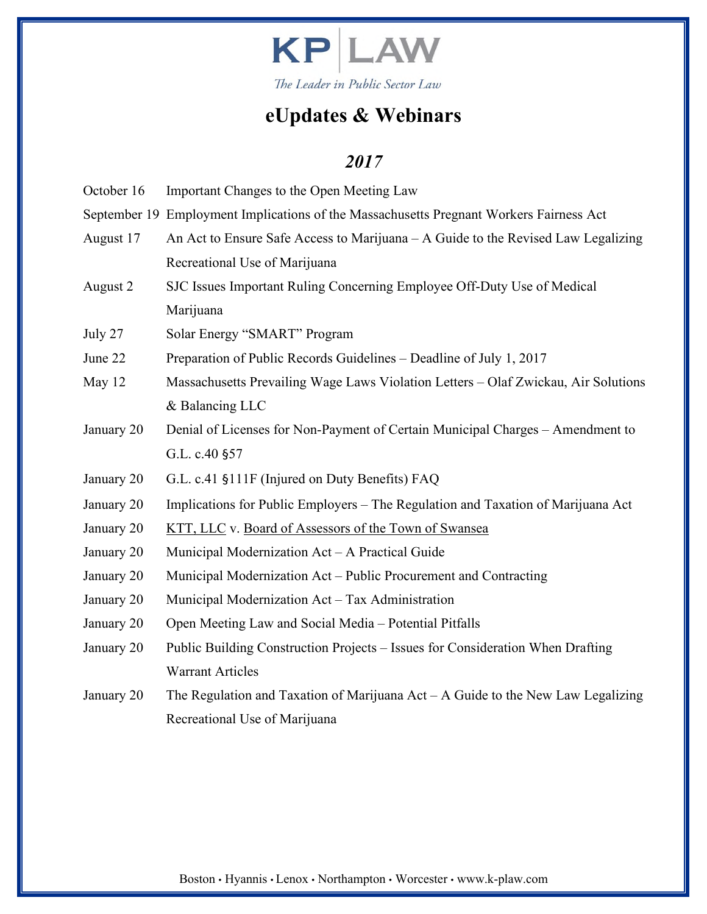KP | LAW

*The Leader in Public Sector Law*

# eUpdates & Webinars

## *2017*

| | |
|---|---|
| October 16 | Important Changes to the Open Meeting Law |
| September 19 | Employment Implications of the Massachusetts Pregnant Workers Fairness Act |
| August 17 | An Act to Ensure Safe Access to Marijuana – A Guide to the Revised Law Legalizing Recreational Use of Marijuana |
| August 2 | SJC Issues Important Ruling Concerning Employee Off-Duty Use of Medical Marijuana |
| July 27 | Solar Energy "SMART" Program |
| June 22 | Preparation of Public Records Guidelines – Deadline of July 1, 2017 |
| May 12 | Massachusetts Prevailing Wage Laws Violation Letters – Olaf Zwickau, Air Solutions & Balancing LLC |
| January 20 | Denial of Licenses for Non-Payment of Certain Municipal Charges – Amendment to G.L. c.40 §57 |
| January 20 | G.L. c.41 §111F (Injured on Duty Benefits) FAQ |
| January 20 | Implications for Public Employers – The Regulation and Taxation of Marijuana Act |
| January 20 | KTT, LLC v. Board of Assessors of the Town of Swansea |
| January 20 | Municipal Modernization Act – A Practical Guide |
| January 20 | Municipal Modernization Act – Public Procurement and Contracting |
| January 20 | Municipal Modernization Act – Tax Administration |
| January 20 | Open Meeting Law and Social Media – Potential Pitfalls |
| January 20 | Public Building Construction Projects – Issues for Consideration When Drafting Warrant Articles |
| January 20 | The Regulation and Taxation of Marijuana Act – A Guide to the New Law Legalizing Recreational Use of Marijuana |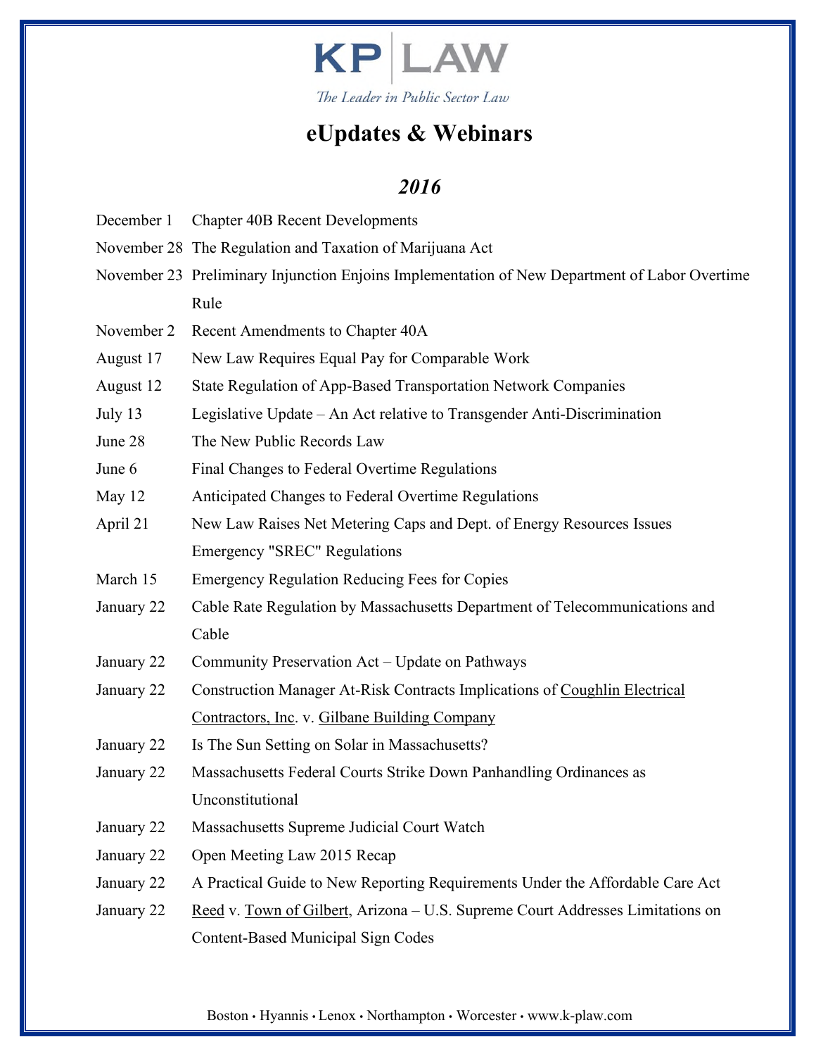KP | LAW

*The Leader in Public Sector Law*

# eUpdates & Webinars

## *2016*

| | |
|---|---|
| December 1 | Chapter 40B Recent Developments |
| November 28 | The Regulation and Taxation of Marijuana Act |
| November 23 | Preliminary Injunction Enjoins Implementation of New Department of Labor Overtime Rule |
| November 2 | Recent Amendments to Chapter 40A |
| August 17 | New Law Requires Equal Pay for Comparable Work |
| August 12 | State Regulation of App-Based Transportation Network Companies |
| July 13 | Legislative Update – An Act relative to Transgender Anti-Discrimination |
| June 28 | The New Public Records Law |
| June 6 | Final Changes to Federal Overtime Regulations |
| May 12 | Anticipated Changes to Federal Overtime Regulations |
| April 21 | New Law Raises Net Metering Caps and Dept. of Energy Resources Issues Emergency "SREC" Regulations |
| March 15 | Emergency Regulation Reducing Fees for Copies |
| January 22 | Cable Rate Regulation by Massachusetts Department of Telecommunications and Cable |
| January 22 | Community Preservation Act – Update on Pathways |
| January 22 | Construction Manager At-Risk Contracts Implications of Coughlin Electrical Contractors, Inc. v. Gilbane Building Company |
| January 22 | Is The Sun Setting on Solar in Massachusetts? |
| January 22 | Massachusetts Federal Courts Strike Down Panhandling Ordinances as Unconstitutional |
| January 22 | Massachusetts Supreme Judicial Court Watch |
| January 22 | Open Meeting Law 2015 Recap |
| January 22 | A Practical Guide to New Reporting Requirements Under the Affordable Care Act |
| January 22 | Reed v. Town of Gilbert, Arizona – U.S. Supreme Court Addresses Limitations on Content-Based Municipal Sign Codes |

Boston • Hyannis • Lenox • Northampton • Worcester • www.k-plaw.com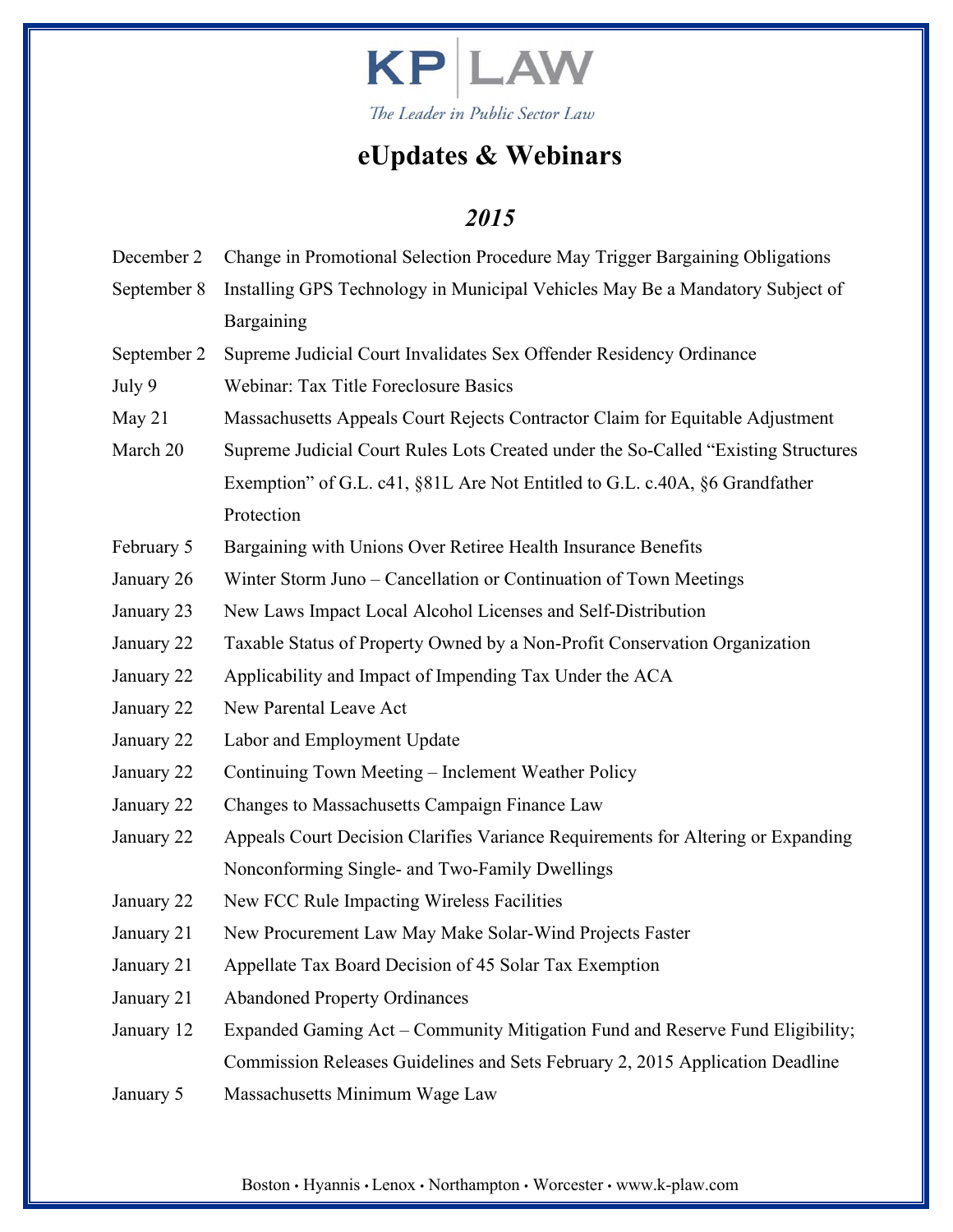**KP | LAW**

*The Leader in Public Sector Law*

# eUpdates & Webinars

## *2015*

| | |
|---|---|
| December 2 | Change in Promotional Selection Procedure May Trigger Bargaining Obligations |
| September 8 | Installing GPS Technology in Municipal Vehicles May Be a Mandatory Subject of Bargaining |
| September 2 | Supreme Judicial Court Invalidates Sex Offender Residency Ordinance |
| July 9 | Webinar: Tax Title Foreclosure Basics |
| May 21 | Massachusetts Appeals Court Rejects Contractor Claim for Equitable Adjustment |
| March 20 | Supreme Judicial Court Rules Lots Created under the So-Called "Existing Structures Exemption" of G.L. c41, §81L Are Not Entitled to G.L. c.40A, §6 Grandfather Protection |
| February 5 | Bargaining with Unions Over Retiree Health Insurance Benefits |
| January 26 | Winter Storm Juno – Cancellation or Continuation of Town Meetings |
| January 23 | New Laws Impact Local Alcohol Licenses and Self-Distribution |
| January 22 | Taxable Status of Property Owned by a Non-Profit Conservation Organization |
| January 22 | Applicability and Impact of Impending Tax Under the ACA |
| January 22 | New Parental Leave Act |
| January 22 | Labor and Employment Update |
| January 22 | Continuing Town Meeting – Inclement Weather Policy |
| January 22 | Changes to Massachusetts Campaign Finance Law |
| January 22 | Appeals Court Decision Clarifies Variance Requirements for Altering or Expanding Nonconforming Single- and Two-Family Dwellings |
| January 22 | New FCC Rule Impacting Wireless Facilities |
| January 21 | New Procurement Law May Make Solar-Wind Projects Faster |
| January 21 | Appellate Tax Board Decision of 45 Solar Tax Exemption |
| January 21 | Abandoned Property Ordinances |
| January 12 | Expanded Gaming Act – Community Mitigation Fund and Reserve Fund Eligibility; Commission Releases Guidelines and Sets February 2, 2015 Application Deadline |
| January 5 | Massachusetts Minimum Wage Law |

Boston • Hyannis • Lenox • Northampton • Worcester • www.k-plaw.com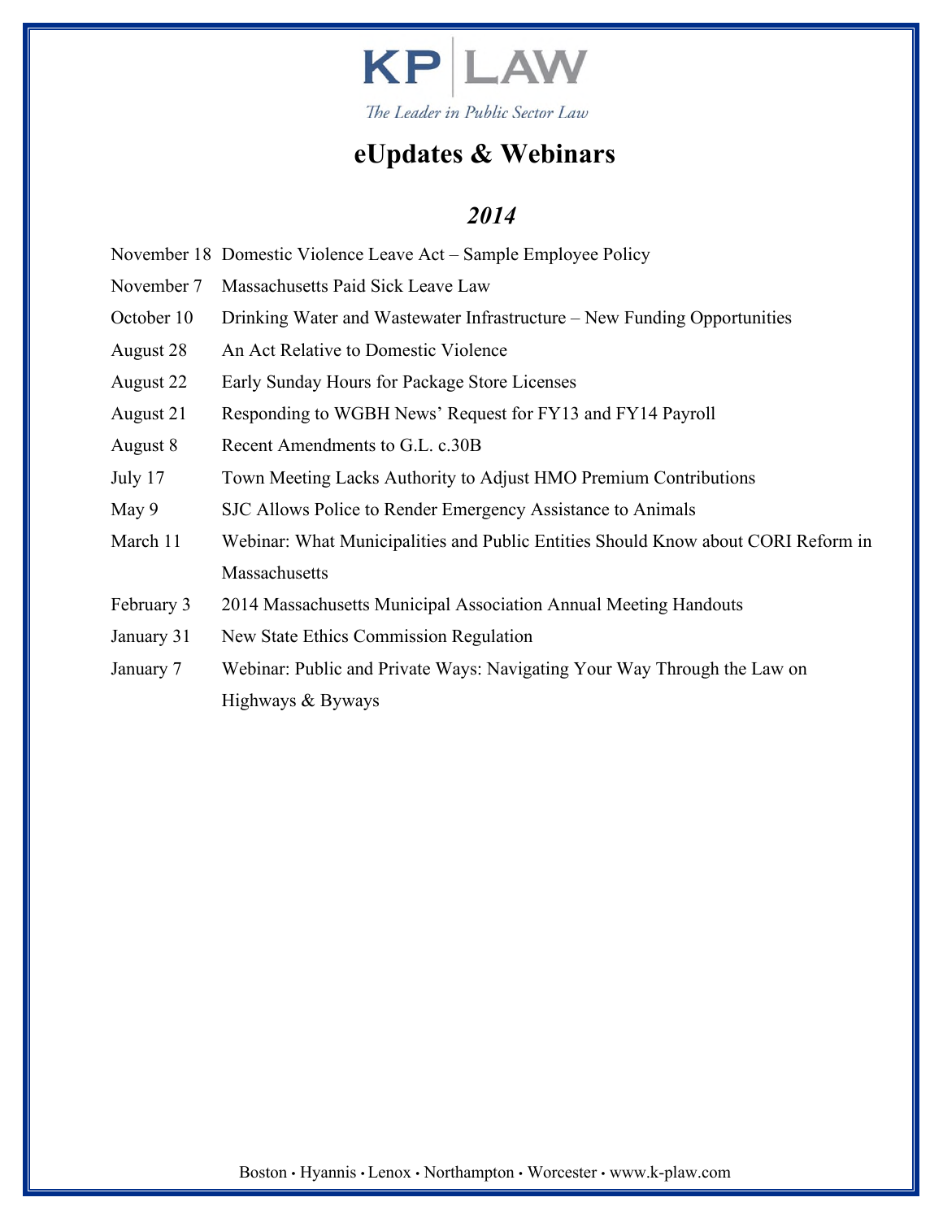# KP | LAW

*The Leader in Public Sector Law*

## eUpdates & Webinars

### *2014*

| | |
|---|---|
| November 18 | Domestic Violence Leave Act – Sample Employee Policy |
| November 7 | Massachusetts Paid Sick Leave Law |
| October 10 | Drinking Water and Wastewater Infrastructure – New Funding Opportunities |
| August 28 | An Act Relative to Domestic Violence |
| August 22 | Early Sunday Hours for Package Store Licenses |
| August 21 | Responding to WGBH News' Request for FY13 and FY14 Payroll |
| August 8 | Recent Amendments to G.L. c.30B |
| July 17 | Town Meeting Lacks Authority to Adjust HMO Premium Contributions |
| May 9 | SJC Allows Police to Render Emergency Assistance to Animals |
| March 11 | Webinar: What Municipalities and Public Entities Should Know about CORI Reform in Massachusetts |
| February 3 | 2014 Massachusetts Municipal Association Annual Meeting Handouts |
| January 31 | New State Ethics Commission Regulation |
| January 7 | Webinar: Public and Private Ways: Navigating Your Way Through the Law on Highways & Byways |

Boston • Hyannis • Lenox • Northampton • Worcester • www.k-plaw.com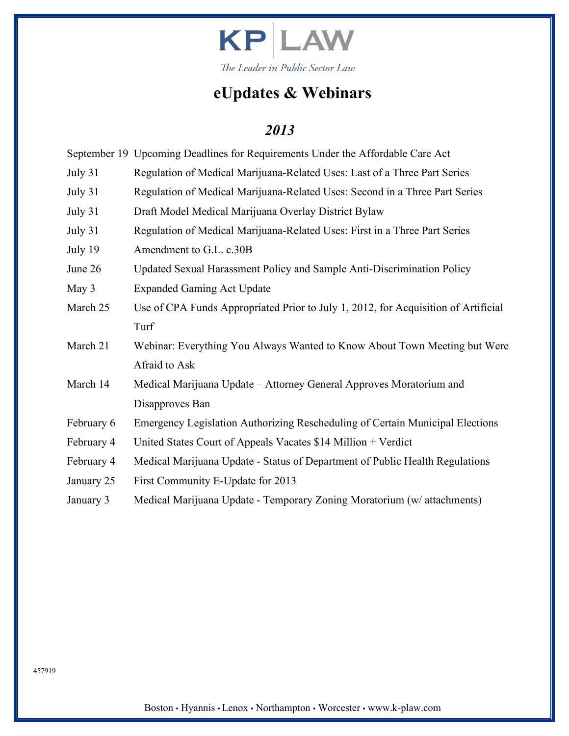KP | LAW

*The Leader in Public Sector Law*

# eUpdates & Webinars

## *2013*

| | |
|---|---|
| September 19 | Upcoming Deadlines for Requirements Under the Affordable Care Act |
| July 31 | Regulation of Medical Marijuana-Related Uses: Last of a Three Part Series |
| July 31 | Regulation of Medical Marijuana-Related Uses: Second in a Three Part Series |
| July 31 | Draft Model Medical Marijuana Overlay District Bylaw |
| July 31 | Regulation of Medical Marijuana-Related Uses: First in a Three Part Series |
| July 19 | Amendment to G.L. c.30B |
| June 26 | Updated Sexual Harassment Policy and Sample Anti-Discrimination Policy |
| May 3 | Expanded Gaming Act Update |
| March 25 | Use of CPA Funds Appropriated Prior to July 1, 2012, for Acquisition of Artificial Turf |
| March 21 | Webinar: Everything You Always Wanted to Know About Town Meeting but Were Afraid to Ask |
| March 14 | Medical Marijuana Update – Attorney General Approves Moratorium and Disapproves Ban |
| February 6 | Emergency Legislation Authorizing Rescheduling of Certain Municipal Elections |
| February 4 | United States Court of Appeals Vacates $14 Million + Verdict |
| February 4 | Medical Marijuana Update - Status of Department of Public Health Regulations |
| January 25 | First Community E-Update for 2013 |
| January 3 | Medical Marijuana Update - Temporary Zoning Moratorium (w/ attachments) |

457919

Boston • Hyannis • Lenox • Northampton • Worcester • www.k-plaw.com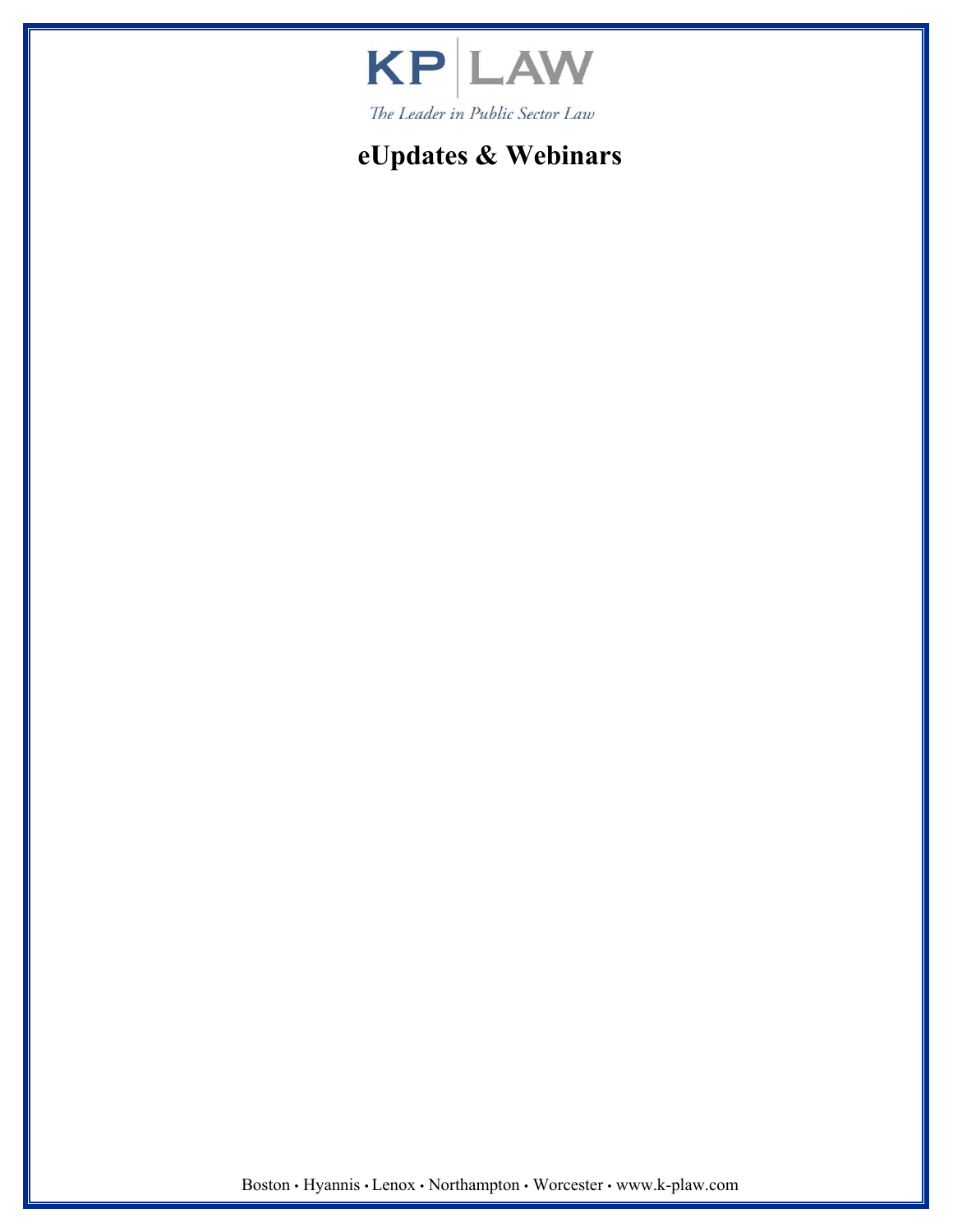KP | LAW

*The Leader in Public Sector Law*

# eUpdates & Webinars

Boston • Hyannis • Lenox • Northampton • Worcester • www.k-plaw.com